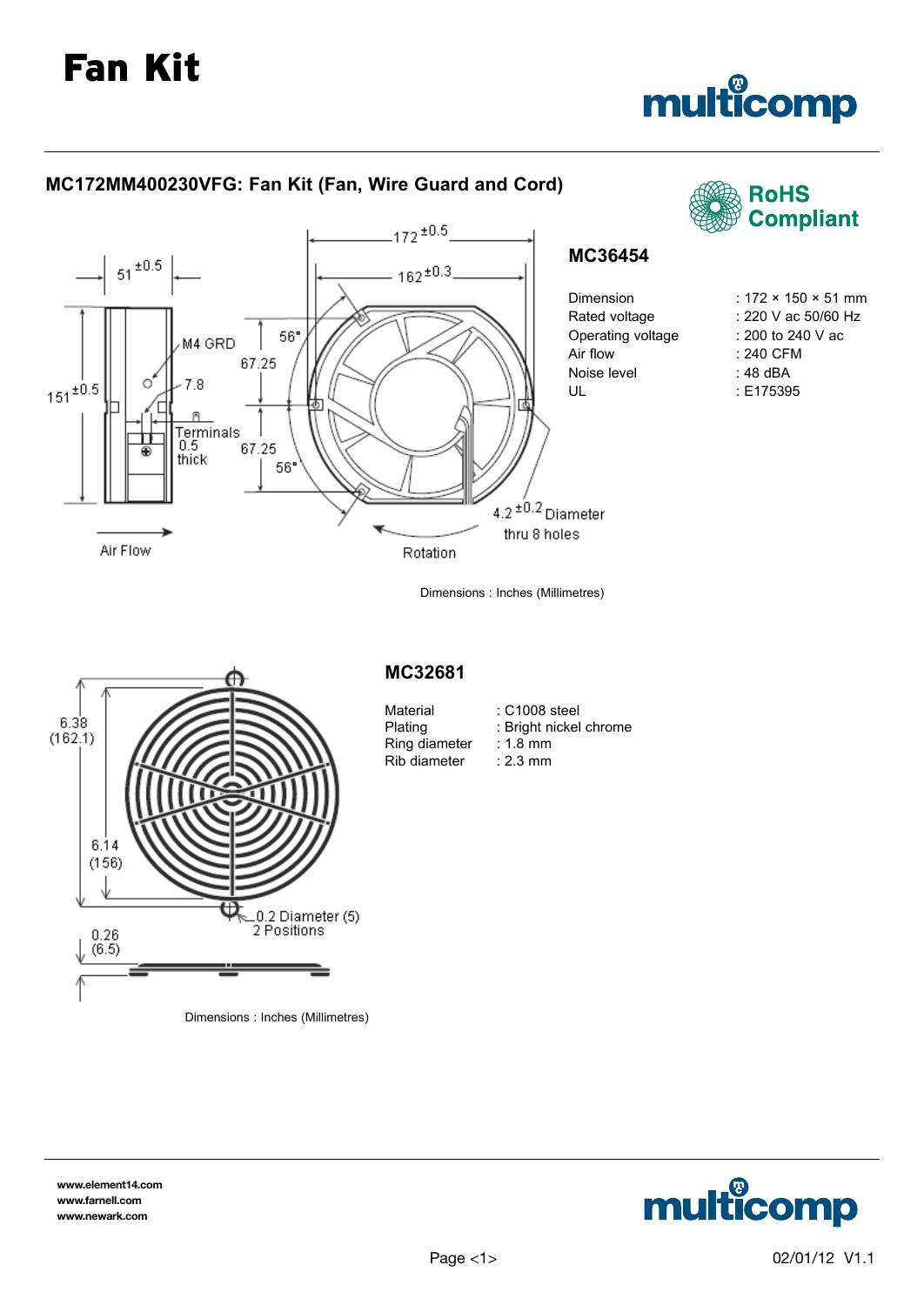# Fan Kit

## MC172MM400230VFG: Fan Kit (Fan, Wire Guard and Cord)

RoHS Compliant

Dimensions : Inches (Millimetres)

### MC36454

| | |
|---|---|
| Dimension | : 172 × 150 × 51 mm |
| Rated voltage | : 220 V ac 50/60 Hz |
| Operating voltage | : 200 to 240 V ac |
| Air flow | : 240 CFM |
| Noise level | : 48 dBA |
| UL | : E175395 |

Dimensions : Inches (Millimetres)

### MC32681

| | |
|---|---|
| Material | : C1008 steel |
| Plating | : Bright nickel chrome |
| Ring diameter | : 1.8 mm |
| Rib diameter | : 2.3 mm |

www.element14.com
www.farnell.com
www.newark.com

02/01/12 V1.1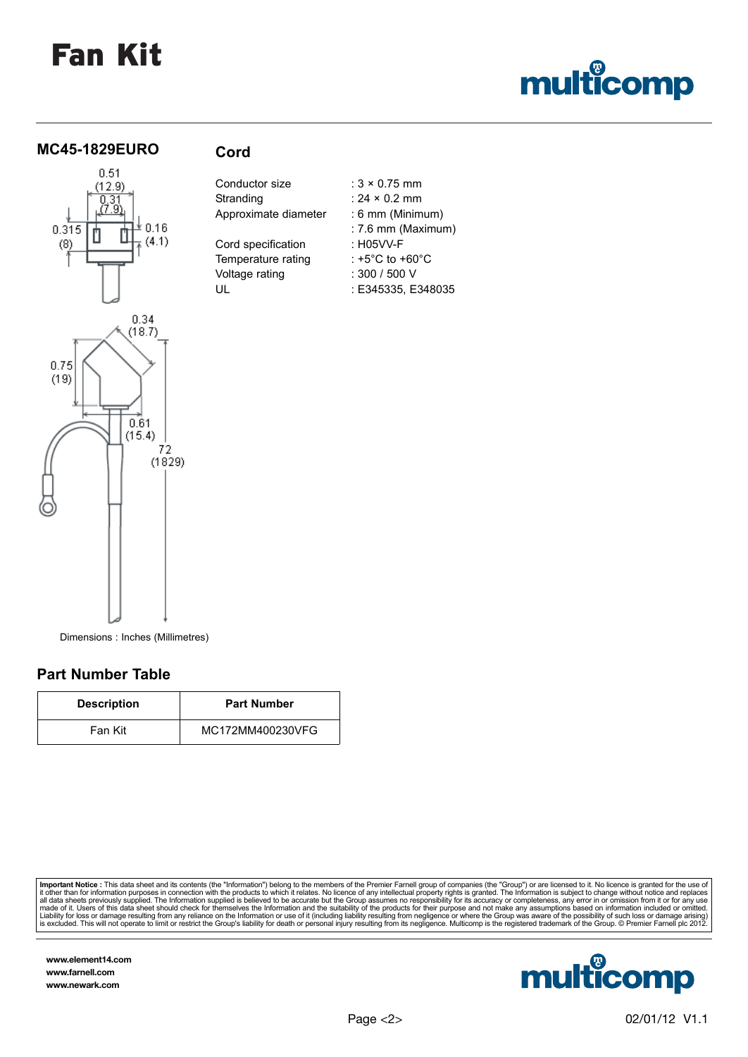# Fan Kit

## MC45-1829EURO

0.51
(12.9)
0.31
(7.9)
0.315
(8)
0.16
(4.1)
0.34
(18.7)
0.75
(19)
0.61
(15.4)
72
(1829)

Dimensions : Inches (Millimetres)

## Cord

| | |
|---|---|
| Conductor size | : 3 × 0.75 mm |
| Stranding | : 24 × 0.2 mm |
| Approximate diameter | : 6 mm (Minimum) |
| | : 7.6 mm (Maximum) |
| Cord specification | : H05VV-F |
| Temperature rating | : +5°C to +60°C |
| Voltage rating | : 300 / 500 V |
| UL | : E345335, E348035 |

## Part Number Table

| Description | Part Number |
|---|---|
| Fan Kit | MC172MM400230VFG |

**Important Notice :** This data sheet and its contents (the "Information") belong to the members of the Premier Farnell group of companies (the "Group") or are licensed to it. No licence is granted for the use of it other than for information purposes in connection with the products to which it relates. No licence of any intellectual property rights is granted. The Information is subject to change without notice and replaces all data sheets previously supplied. The Information supplied is believed to be accurate but the Group assumes no responsibility for its accuracy or completeness, any error in or omission from it or for any use made of it. Users of this data sheet should check for themselves the Information and the suitability of the products for their purpose and not make any assumptions based on information included or omitted. Liability for loss or damage resulting from any reliance on the Information or use of it (including liability resulting from negligence or where the Group was aware of the possibility of such loss or damage arising) is excluded. This will not operate to limit or restrict the Group's liability for death or personal injury resulting from its negligence. Multicomp is the registered trademark of the Group. © Premier Farnell plc 2012.

**www.element14.com**
**www.farnell.com**
**www.newark.com**

02/01/12 V1.1